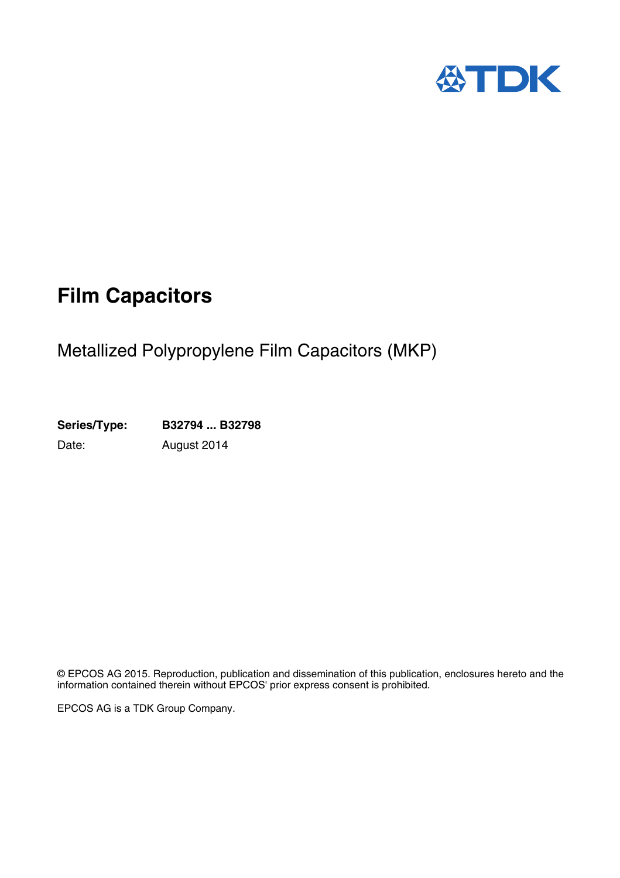TDK

# Film Capacitors

## Metallized Polypropylene Film Capacitors (MKP)

**Series/Type:** **B32794 ... B32798**

Date: August 2014

© EPCOS AG 2015. Reproduction, publication and dissemination of this publication, enclosures hereto and the information contained therein without EPCOS' prior express consent is prohibited.

EPCOS AG is a TDK Group Company.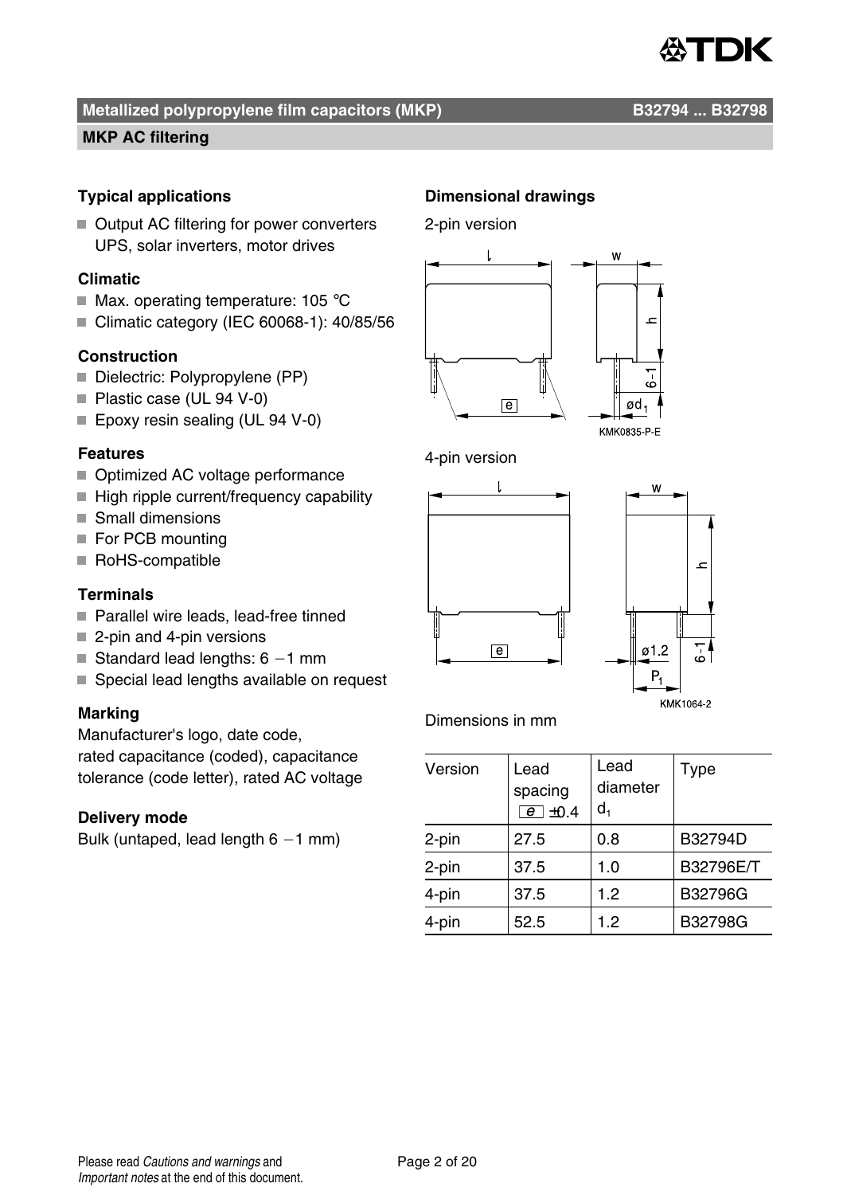## Metallized polypropylene film capacitors (MKP) — B32794 ... B32798

### MKP AC filtering

#### Typical applications

- Output AC filtering for power converters UPS, solar inverters, motor drives

#### Climatic

- Max. operating temperature: 105 °C
- Climatic category (IEC 60068-1): 40/85/56

#### Construction

- Dielectric: Polypropylene (PP)
- Plastic case (UL 94 V-0)
- Epoxy resin sealing (UL 94 V-0)

#### Features

- Optimized AC voltage performance
- High ripple current/frequency capability
- Small dimensions
- For PCB mounting
- RoHS-compatible

#### Terminals

- Parallel wire leads, lead-free tinned
- 2-pin and 4-pin versions
- Standard lead lengths: 6 −1 mm
- Special lead lengths available on request

#### Marking

Manufacturer's logo, date code, rated capacitance (coded), capacitance tolerance (code letter), rated AC voltage

#### Delivery mode

Bulk (untaped, lead length 6 −1 mm)

#### Dimensional drawings

2-pin version

KMK0835-P-E

4-pin version

KMK1064-2

Dimensions in mm

| Version | Lead spacing e ±0.4 | Lead diameter $d_1$ | Type |
|---|---|---|---|
| 2-pin | 27.5 | 0.8 | B32794D |
| 2-pin | 37.5 | 1.0 | B32796E/T |
| 4-pin | 37.5 | 1.2 | B32796G |
| 4-pin | 52.5 | 1.2 | B32798G |

Please read *Cautions and warnings* and *Important notes* at the end of this document.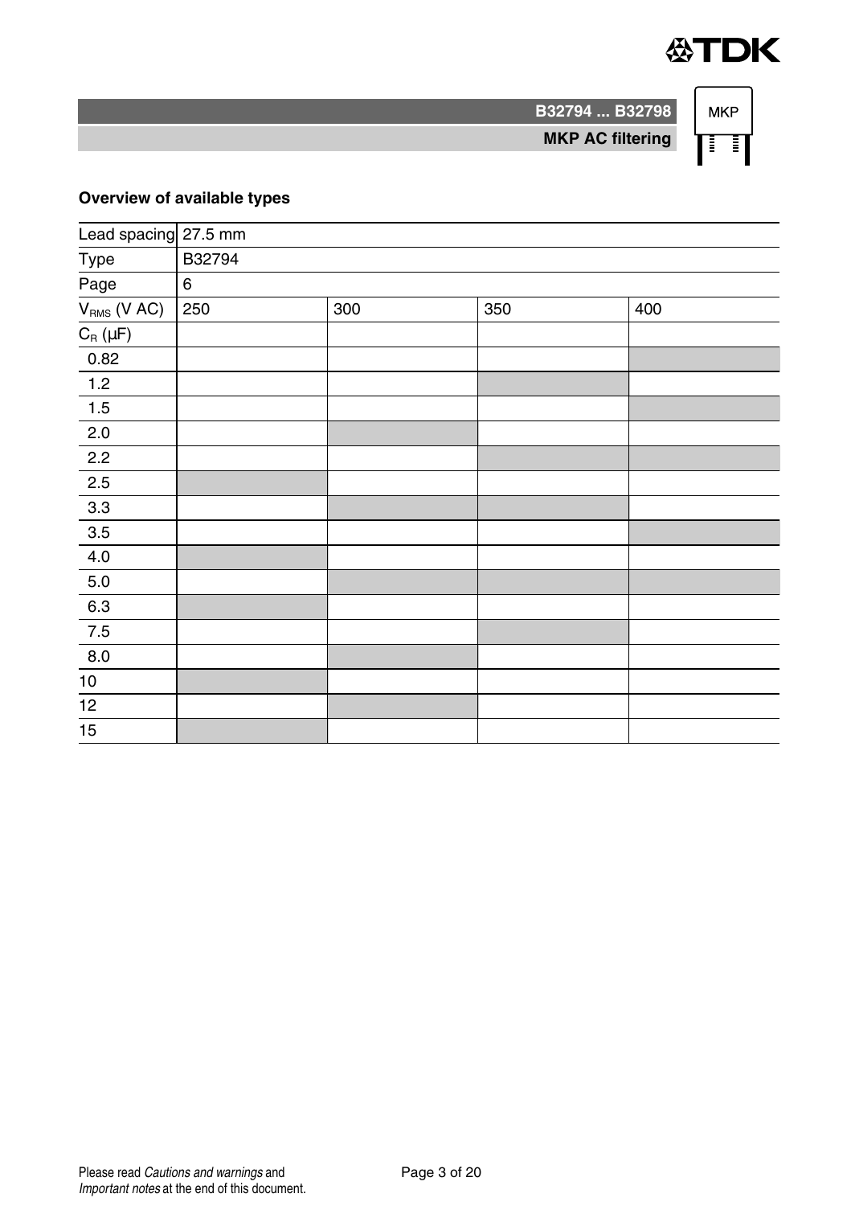## Overview of available types

| Lead spacing | 27.5 mm | | | |
|---|---|---|---|---|
| Type | B32794 | | | |
| Page | 6 | | | |
| $V_{RMS}$ (V AC) | 250 | 300 | 350 | 400 |
| $C_R$ (µF) | | | | |
| 0.82 | | | | ■ |
| 1.2 | | | ■ | |
| 1.5 | | | | ■ |
| 2.0 | | ■ | | |
| 2.2 | | | ■ | ■ |
| 2.5 | ■ | | | |
| 3.3 | | ■ | ■ | |
| 3.5 | | | | ■ |
| 4.0 | ■ | | | |
| 5.0 | | ■ | ■ | ■ |
| 6.3 | ■ | | | |
| 7.5 | | | ■ | |
| 8.0 | | ■ | | |
| 10 | ■ | | | |
| 12 | | ■ | | |
| 15 | ■ | | | |

Please read *Cautions and warnings* and *Important notes* at the end of this document.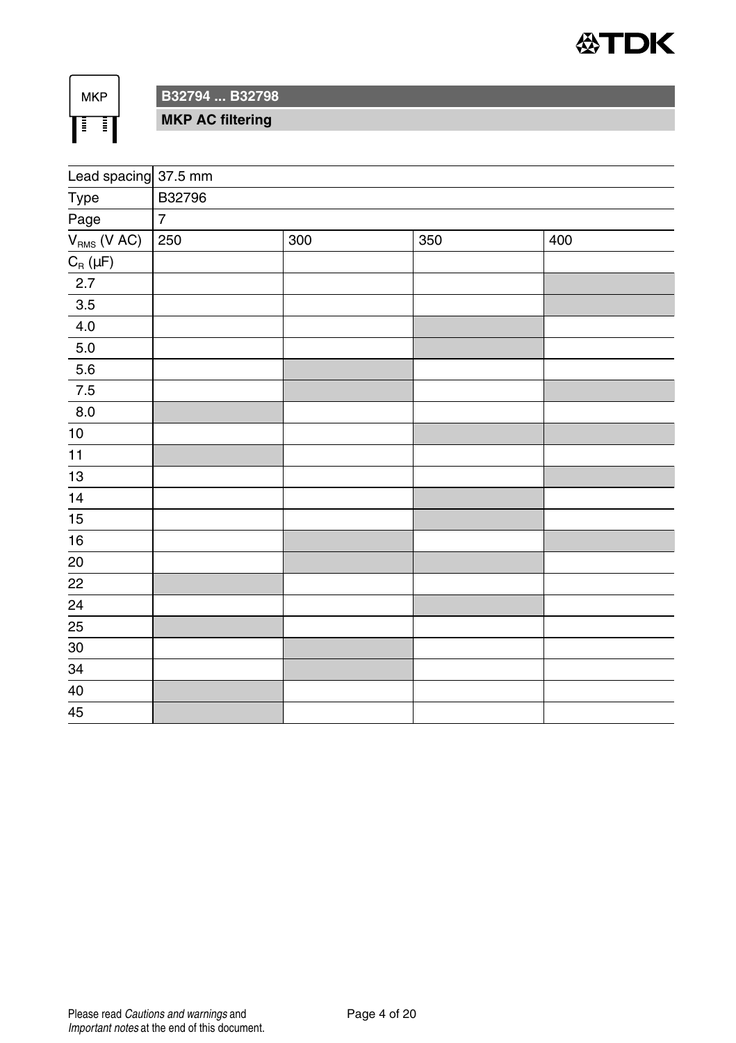## B32794 ... B32798

### MKP AC filtering

| Lead spacing | 37.5 mm | | | |
|---|---|---|---|---|
| Type | B32796 | | | |
| Page | 7 | | | |
| $V_{RMS}$ (V AC) | 250 | 300 | 350 | 400 |
| $C_R$ (µF) | | | | |
| 2.7 | | | | ■ |
| 3.5 | | | | ■ |
| 4.0 | | | ■ | |
| 5.0 | | | ■ | |
| 5.6 | | ■ | | |
| 7.5 | | ■ | | ■ |
| 8.0 | ■ | | | |
| 10 | | | ■ | ■ |
| 11 | ■ | | | |
| 13 | | | | ■ |
| 14 | | | ■ | |
| 15 | | | ■ | |
| 16 | | ■ | | ■ |
| 20 | | ■ | ■ | |
| 22 | ■ | | | |
| 24 | | | ■ | |
| 25 | ■ | | | |
| 30 | | ■ | | |
| 34 | | ■ | | |
| 40 | ■ | | | |
| 45 | ■ | | | |

Please read *Cautions and warnings* and *Important notes* at the end of this document.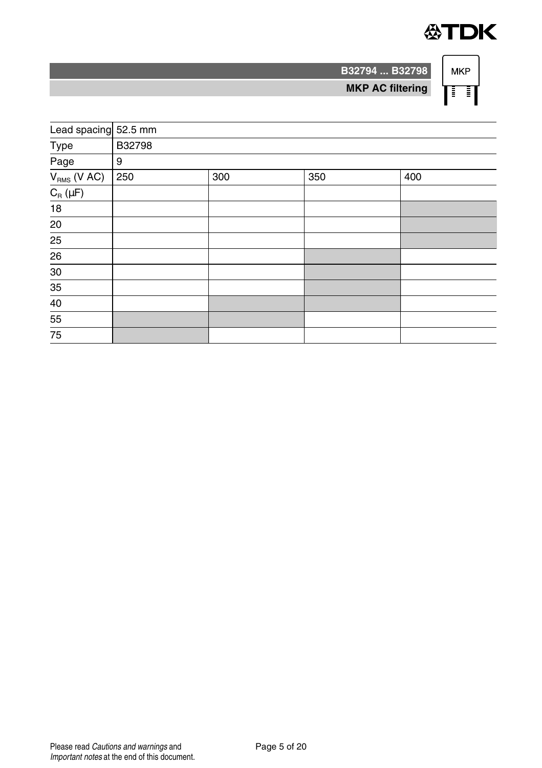| Lead spacing | 52.5 mm | | | |
|---|---|---|---|---|
| Type | B32798 | | | |
| Page | 9 | | | |
| $V_{RMS}$ (V AC) | 250 | 300 | 350 | 400 |
| $C_R$ (µF) | | | | |
| 18 | | | | ■ |
| 20 | | | | ■ |
| 25 | | | | ■ |
| 26 | | | ■ | |
| 30 | | | ■ | |
| 35 | | | ■ | |
| 40 | | ■ | ■ | |
| 55 | ■ | ■ | | |
| 75 | ■ | | | |

Please read *Cautions and warnings* and *Important notes* at the end of this document.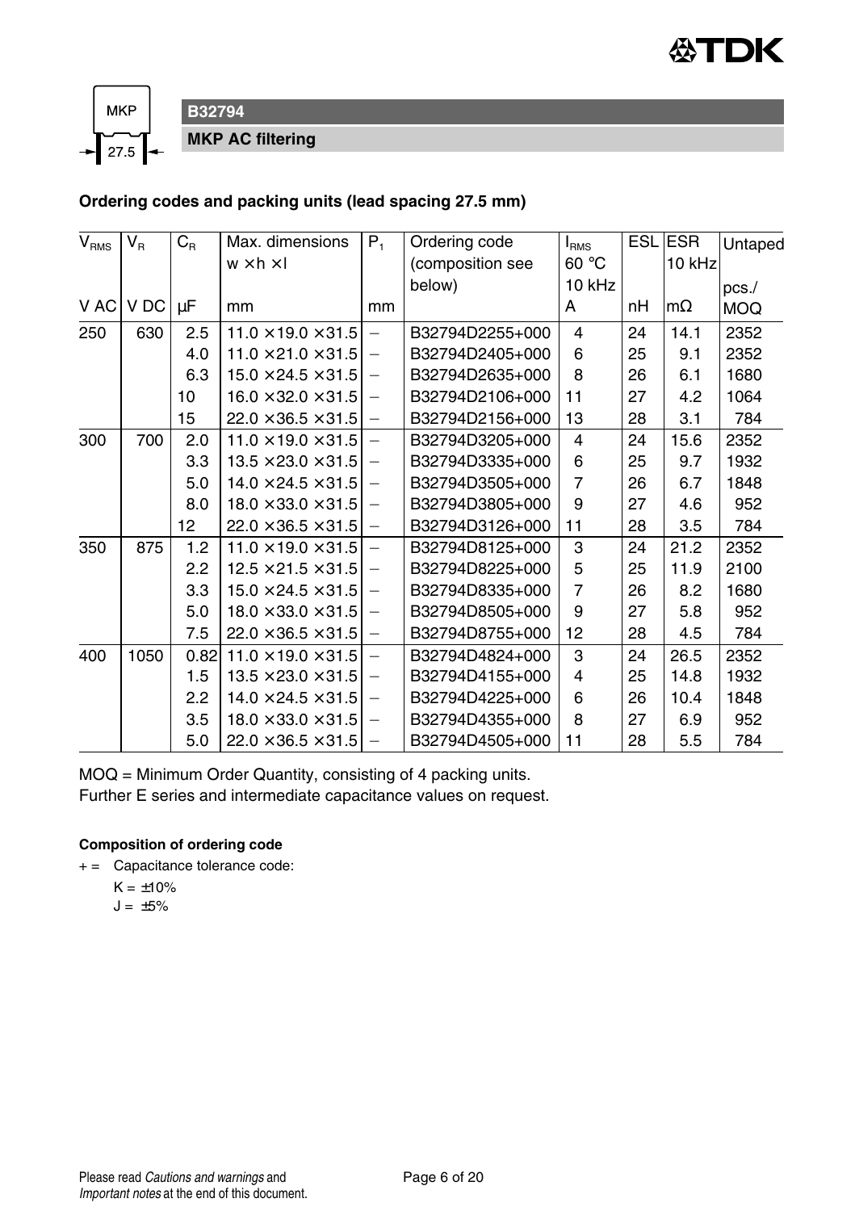## B32794

**MKP AC filtering**

**Ordering codes and packing units (lead spacing 27.5 mm)**

| $V_{RMS}$ | $V_R$ | $C_R$ | Max. dimensions w × h × l | $P_1$ | Ordering code (composition see below) | $I_{RMS}$ 60 °C 10 kHz | ESL | ESR 10 kHz | Untaped |
|---|---|---|---|---|---|---|---|---|---|
| V AC | V DC | µF | mm | mm | | A | nH | mΩ | pcs./ MOQ |
| 250 | 630 | 2.5 | 11.0 × 19.0 × 31.5 | – | B32794D2255+000 | 4 | 24 | 14.1 | 2352 |
| | | 4.0 | 11.0 × 21.0 × 31.5 | – | B32794D2405+000 | 6 | 25 | 9.1 | 2352 |
| | | 6.3 | 15.0 × 24.5 × 31.5 | – | B32794D2635+000 | 8 | 26 | 6.1 | 1680 |
| | | 10 | 16.0 × 32.0 × 31.5 | – | B32794D2106+000 | 11 | 27 | 4.2 | 1064 |
| | | 15 | 22.0 × 36.5 × 31.5 | – | B32794D2156+000 | 13 | 28 | 3.1 | 784 |
| 300 | 700 | 2.0 | 11.0 × 19.0 × 31.5 | – | B32794D3205+000 | 4 | 24 | 15.6 | 2352 |
| | | 3.3 | 13.5 × 23.0 × 31.5 | – | B32794D3335+000 | 6 | 25 | 9.7 | 1932 |
| | | 5.0 | 14.0 × 24.5 × 31.5 | – | B32794D3505+000 | 7 | 26 | 6.7 | 1848 |
| | | 8.0 | 18.0 × 33.0 × 31.5 | – | B32794D3805+000 | 9 | 27 | 4.6 | 952 |
| | | 12 | 22.0 × 36.5 × 31.5 | – | B32794D3126+000 | 11 | 28 | 3.5 | 784 |
| 350 | 875 | 1.2 | 11.0 × 19.0 × 31.5 | – | B32794D8125+000 | 3 | 24 | 21.2 | 2352 |
| | | 2.2 | 12.5 × 21.5 × 31.5 | – | B32794D8225+000 | 5 | 25 | 11.9 | 2100 |
| | | 3.3 | 15.0 × 24.5 × 31.5 | – | B32794D8335+000 | 7 | 26 | 8.2 | 1680 |
| | | 5.0 | 18.0 × 33.0 × 31.5 | – | B32794D8505+000 | 9 | 27 | 5.8 | 952 |
| | | 7.5 | 22.0 × 36.5 × 31.5 | – | B32794D8755+000 | 12 | 28 | 4.5 | 784 |
| 400 | 1050 | 0.82 | 11.0 × 19.0 × 31.5 | – | B32794D4824+000 | 3 | 24 | 26.5 | 2352 |
| | | 1.5 | 13.5 × 23.0 × 31.5 | – | B32794D4155+000 | 4 | 25 | 14.8 | 1932 |
| | | 2.2 | 14.0 × 24.5 × 31.5 | – | B32794D4225+000 | 6 | 26 | 10.4 | 1848 |
| | | 3.5 | 18.0 × 33.0 × 31.5 | – | B32794D4355+000 | 8 | 27 | 6.9 | 952 |
| | | 5.0 | 22.0 × 36.5 × 31.5 | – | B32794D4505+000 | 11 | 28 | 5.5 | 784 |

MOQ = Minimum Order Quantity, consisting of 4 packing units.
Further E series and intermediate capacitance values on request.

**Composition of ordering code**

+ = Capacitance tolerance code:
  K = ±10%
  J = ±5%

Please read *Cautions and warnings* and *Important notes* at the end of this document.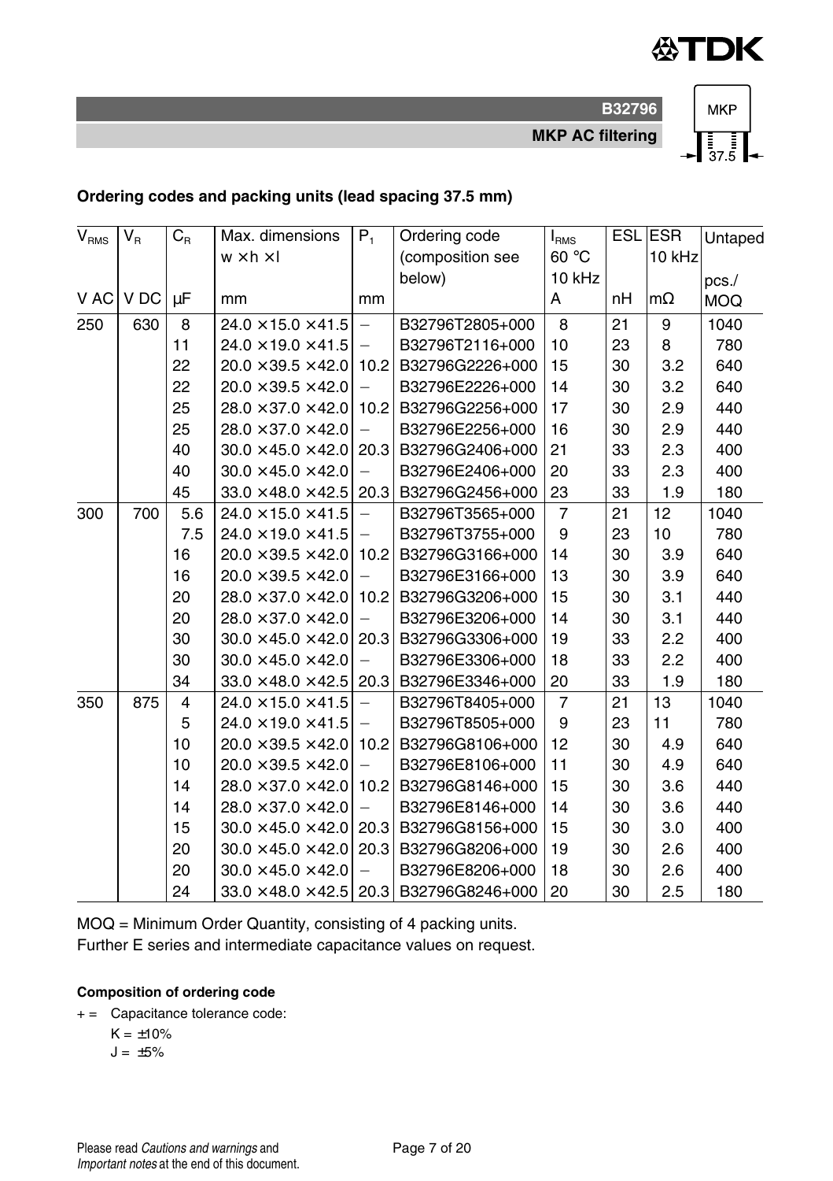## Ordering codes and packing units (lead spacing 37.5 mm)

| $V_{RMS}$ | $V_R$ | $C_R$ | Max. dimensions w × h × l | $P_1$ | Ordering code (composition see below) | $I_{RMS}$ 60 °C 10 kHz | ESL | ESR 10 kHz | Untaped pcs./ |
|---|---|---|---|---|---|---|---|---|---|
| V AC | V DC | µF | mm | mm | | A | nH | mΩ | MOQ |
| 250 | 630 | 8 | 24.0 × 15.0 × 41.5 | – | B32796T2805+000 | 8 | 21 | 9 | 1040 |
| | | 11 | 24.0 × 19.0 × 41.5 | – | B32796T2116+000 | 10 | 23 | 8 | 780 |
| | | 22 | 20.0 × 39.5 × 42.0 | 10.2 | B32796G2226+000 | 15 | 30 | 3.2 | 640 |
| | | 22 | 20.0 × 39.5 × 42.0 | – | B32796E2226+000 | 14 | 30 | 3.2 | 640 |
| | | 25 | 28.0 × 37.0 × 42.0 | 10.2 | B32796G2256+000 | 17 | 30 | 2.9 | 440 |
| | | 25 | 28.0 × 37.0 × 42.0 | – | B32796E2256+000 | 16 | 30 | 2.9 | 440 |
| | | 40 | 30.0 × 45.0 × 42.0 | 20.3 | B32796G2406+000 | 21 | 33 | 2.3 | 400 |
| | | 40 | 30.0 × 45.0 × 42.0 | – | B32796E2406+000 | 20 | 33 | 2.3 | 400 |
| | | 45 | 33.0 × 48.0 × 42.5 | 20.3 | B32796G2456+000 | 23 | 33 | 1.9 | 180 |
| 300 | 700 | 5.6 | 24.0 × 15.0 × 41.5 | – | B32796T3565+000 | 7 | 21 | 12 | 1040 |
| | | 7.5 | 24.0 × 19.0 × 41.5 | – | B32796T3755+000 | 9 | 23 | 10 | 780 |
| | | 16 | 20.0 × 39.5 × 42.0 | 10.2 | B32796G3166+000 | 14 | 30 | 3.9 | 640 |
| | | 16 | 20.0 × 39.5 × 42.0 | – | B32796E3166+000 | 13 | 30 | 3.9 | 640 |
| | | 20 | 28.0 × 37.0 × 42.0 | 10.2 | B32796G3206+000 | 15 | 30 | 3.1 | 440 |
| | | 20 | 28.0 × 37.0 × 42.0 | – | B32796E3206+000 | 14 | 30 | 3.1 | 440 |
| | | 30 | 30.0 × 45.0 × 42.0 | 20.3 | B32796G3306+000 | 19 | 33 | 2.2 | 400 |
| | | 30 | 30.0 × 45.0 × 42.0 | – | B32796E3306+000 | 18 | 33 | 2.2 | 400 |
| | | 34 | 33.0 × 48.0 × 42.5 | 20.3 | B32796E3346+000 | 20 | 33 | 1.9 | 180 |
| 350 | 875 | 4 | 24.0 × 15.0 × 41.5 | – | B32796T8405+000 | 7 | 21 | 13 | 1040 |
| | | 5 | 24.0 × 19.0 × 41.5 | – | B32796T8505+000 | 9 | 23 | 11 | 780 |
| | | 10 | 20.0 × 39.5 × 42.0 | 10.2 | B32796G8106+000 | 12 | 30 | 4.9 | 640 |
| | | 10 | 20.0 × 39.5 × 42.0 | – | B32796E8106+000 | 11 | 30 | 4.9 | 640 |
| | | 14 | 28.0 × 37.0 × 42.0 | 10.2 | B32796G8146+000 | 15 | 30 | 3.6 | 440 |
| | | 14 | 28.0 × 37.0 × 42.0 | – | B32796E8146+000 | 14 | 30 | 3.6 | 440 |
| | | 15 | 30.0 × 45.0 × 42.0 | 20.3 | B32796G8156+000 | 15 | 30 | 3.0 | 400 |
| | | 20 | 30.0 × 45.0 × 42.0 | 20.3 | B32796G8206+000 | 19 | 30 | 2.6 | 400 |
| | | 20 | 30.0 × 45.0 × 42.0 | – | B32796E8206+000 | 18 | 30 | 2.6 | 400 |
| | | 24 | 33.0 × 48.0 × 42.5 | 20.3 | B32796G8246+000 | 20 | 30 | 2.5 | 180 |

MOQ = Minimum Order Quantity, consisting of 4 packing units.
Further E series and intermediate capacitance values on request.

**Composition of ordering code**

+ = Capacitance tolerance code:
  K = ±10%
  J = ±5%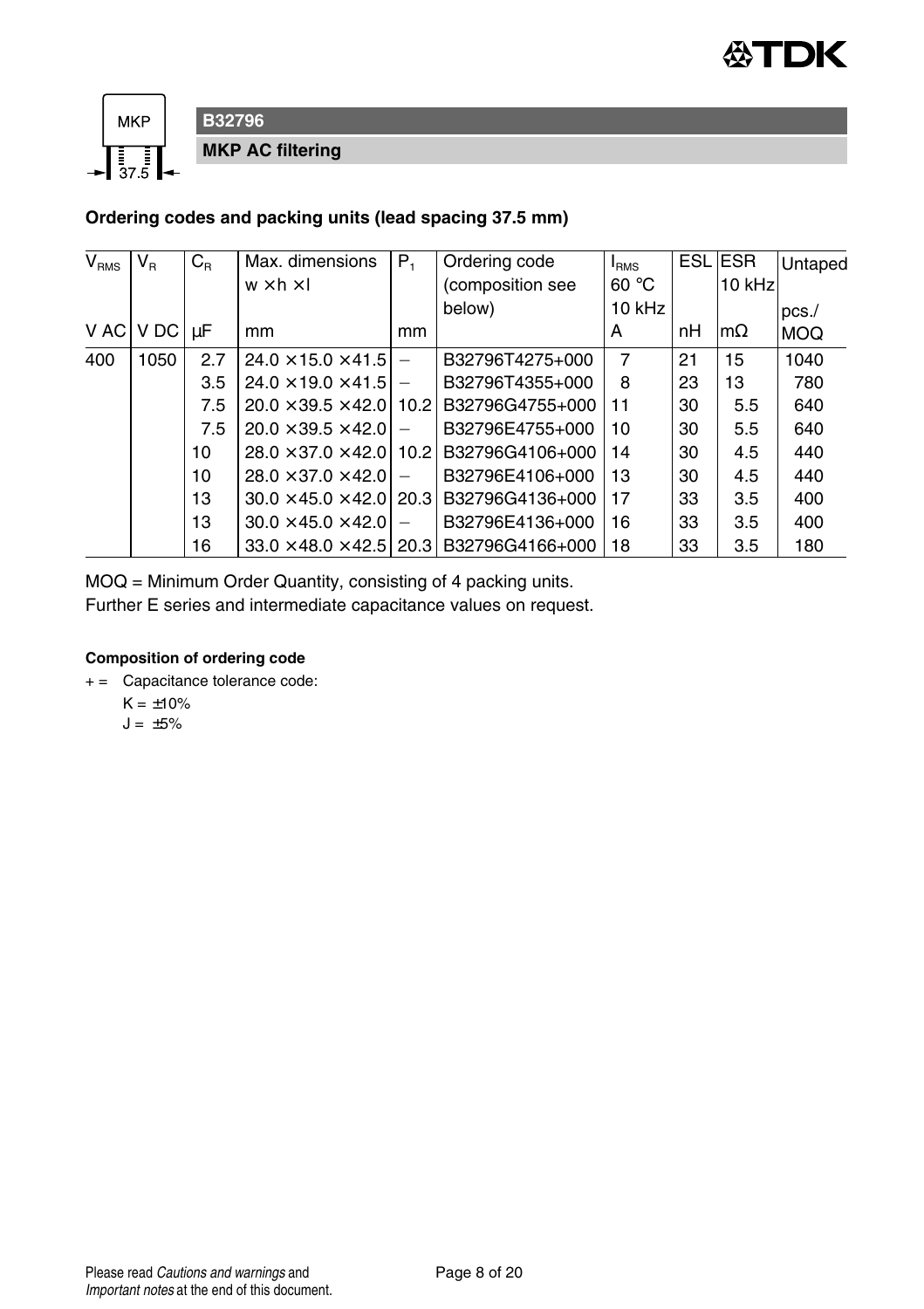## B32796

### MKP AC filtering

**Ordering codes and packing units (lead spacing 37.5 mm)**

| $V_{RMS}$ V AC | $V_R$ V DC | $C_R$ µF | Max. dimensions w × h × l mm | $P_1$ mm | Ordering code (composition see below) | $I_{RMS}$ 60 °C 10 kHz A | ESL nH | ESR 10 kHz mΩ | Untaped pcs./ MOQ |
|---|---|---|---|---|---|---|---|---|---|
| 400 | 1050 | 2.7 | 24.0 × 15.0 × 41.5 | – | B32796T4275+000 | 7 | 21 | 15 | 1040 |
| | | 3.5 | 24.0 × 19.0 × 41.5 | – | B32796T4355+000 | 8 | 23 | 13 | 780 |
| | | 7.5 | 20.0 × 39.5 × 42.0 | 10.2 | B32796G4755+000 | 11 | 30 | 5.5 | 640 |
| | | 7.5 | 20.0 × 39.5 × 42.0 | – | B32796E4755+000 | 10 | 30 | 5.5 | 640 |
| | | 10 | 28.0 × 37.0 × 42.0 | 10.2 | B32796G4106+000 | 14 | 30 | 4.5 | 440 |
| | | 10 | 28.0 × 37.0 × 42.0 | – | B32796E4106+000 | 13 | 30 | 4.5 | 440 |
| | | 13 | 30.0 × 45.0 × 42.0 | 20.3 | B32796G4136+000 | 17 | 33 | 3.5 | 400 |
| | | 13 | 30.0 × 45.0 × 42.0 | – | B32796E4136+000 | 16 | 33 | 3.5 | 400 |
| | | 16 | 33.0 × 48.0 × 42.5 | 20.3 | B32796G4166+000 | 18 | 33 | 3.5 | 180 |

MOQ = Minimum Order Quantity, consisting of 4 packing units.
Further E series and intermediate capacitance values on request.

**Composition of ordering code**

+ = Capacitance tolerance code:
K = ±10%
J = ±5%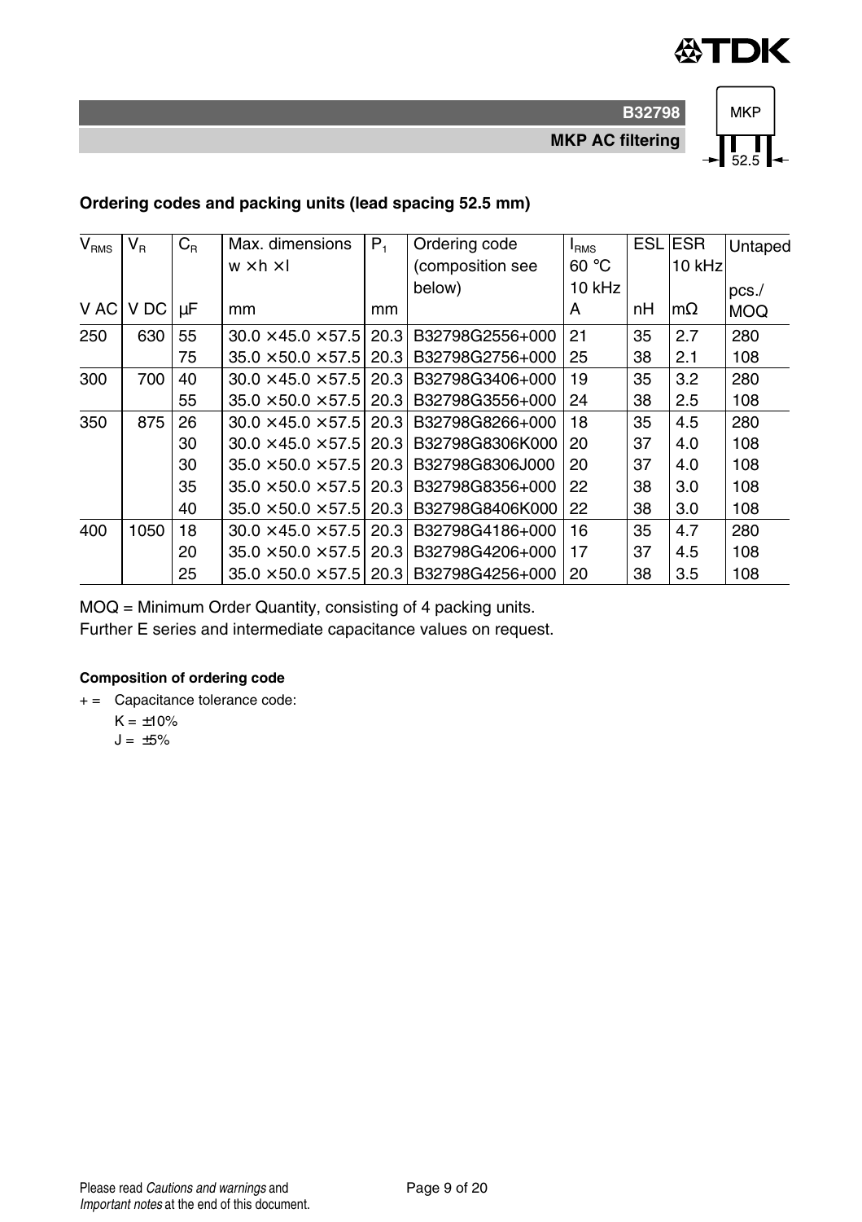## Ordering codes and packing units (lead spacing 52.5 mm)

| $V_{RMS}$ V AC | $V_R$ V DC | $C_R$ µF | Max. dimensions w × h × l mm | $P_1$ mm | Ordering code (composition see below) | $I_{RMS}$ 60 °C 10 kHz A | ESL nH | ESR 10 kHz mΩ | Untaped pcs./ MOQ |
|---|---|---|---|---|---|---|---|---|---|
| 250 | 630 | 55 | 30.0 × 45.0 × 57.5 | 20.3 | B32798G2556+000 | 21 | 35 | 2.7 | 280 |
| | | 75 | 35.0 × 50.0 × 57.5 | 20.3 | B32798G2756+000 | 25 | 38 | 2.1 | 108 |
| 300 | 700 | 40 | 30.0 × 45.0 × 57.5 | 20.3 | B32798G3406+000 | 19 | 35 | 3.2 | 280 |
| | | 55 | 35.0 × 50.0 × 57.5 | 20.3 | B32798G3556+000 | 24 | 38 | 2.5 | 108 |
| 350 | 875 | 26 | 30.0 × 45.0 × 57.5 | 20.3 | B32798G8266+000 | 18 | 35 | 4.5 | 280 |
| | | 30 | 30.0 × 45.0 × 57.5 | 20.3 | B32798G8306K000 | 20 | 37 | 4.0 | 108 |
| | | 30 | 35.0 × 50.0 × 57.5 | 20.3 | B32798G8306J000 | 20 | 37 | 4.0 | 108 |
| | | 35 | 35.0 × 50.0 × 57.5 | 20.3 | B32798G8356+000 | 22 | 38 | 3.0 | 108 |
| | | 40 | 35.0 × 50.0 × 57.5 | 20.3 | B32798G8406K000 | 22 | 38 | 3.0 | 108 |
| 400 | 1050 | 18 | 30.0 × 45.0 × 57.5 | 20.3 | B32798G4186+000 | 16 | 35 | 4.7 | 280 |
| | | 20 | 35.0 × 50.0 × 57.5 | 20.3 | B32798G4206+000 | 17 | 37 | 4.5 | 108 |
| | | 25 | 35.0 × 50.0 × 57.5 | 20.3 | B32798G4256+000 | 20 | 38 | 3.5 | 108 |

MOQ = Minimum Order Quantity, consisting of 4 packing units.
Further E series and intermediate capacitance values on request.

**Composition of ordering code**

+ = Capacitance tolerance code:
K = ±10%
J = ±5%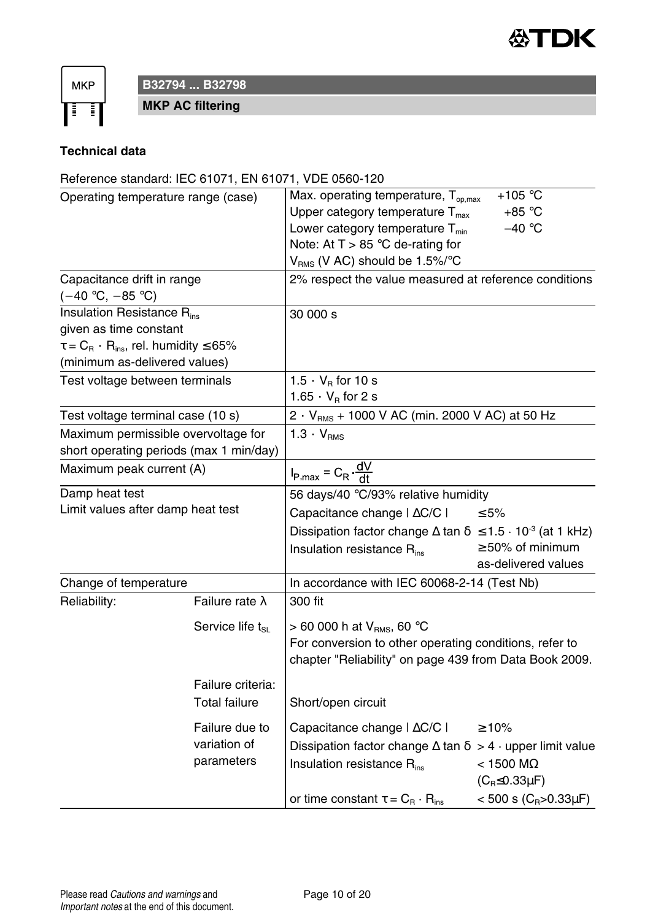## B32794 ... B32798

### MKP AC filtering

**Technical data**

Reference standard: IEC 61071, EN 61071, VDE 0560-120

| | | | |
|---|---|---|---|
| Operating temperature range (case) | | Max. operating temperature, $T_{op,max}$ +105 °C<br>Upper category temperature $T_{max}$ +85 °C<br>Lower category temperature $T_{min}$ −40 °C<br>Note: At T > 85 °C de-rating for $V_{RMS}$ (V AC) should be 1.5%/°C | |
| Capacitance drift in range (−40 °C, −85 °C) | | 2% respect the value measured at reference conditions | |
| Insulation Resistance $R_{ins}$ given as time constant $\tau = C_R \cdot R_{ins}$, rel. humidity ≤65% (minimum as-delivered values) | | 30 000 s | |
| Test voltage between terminals | | $1.5 \cdot V_R$ for 10 s<br>$1.65 \cdot V_R$ for 2 s | |
| Test voltage terminal case (10 s) | | $2 \cdot V_{RMS}$ + 1000 V AC (min. 2000 V AC) at 50 Hz | |
| Maximum permissible overvoltage for short operating periods (max 1 min/day) | | $1.3 \cdot V_{RMS}$ | |
| Maximum peak current (A) | | $I_{P,max} = C_R \cdot \frac{dV}{dt}$ | |
| Damp heat test<br>Limit values after damp heat test | | 56 days/40 °C/93% relative humidity | |
| | | Capacitance change $\vert \Delta C/C \vert$ | ≤5% |
| | | Dissipation factor change $\Delta \tan \delta$ | $\leq 1.5 \cdot 10^{-3}$ (at 1 kHz) |
| | | Insulation resistance $R_{ins}$ | ≥50% of minimum as-delivered values |
| Change of temperature | | In accordance with IEC 60068-2-14 (Test Nb) | |
| Reliability: | Failure rate λ | 300 fit | |
| | Service life $t_{SL}$ | > 60 000 h at $V_{RMS}$, 60 °C<br>For conversion to other operating conditions, refer to chapter "Reliability" on page 439 from Data Book 2009. | |
| | Failure criteria:<br>Total failure | Short/open circuit | |
| | Failure due to variation of parameters | Capacitance change $\vert \Delta C/C \vert$ | ≥10% |
| | | Dissipation factor change $\Delta \tan \delta$ | > 4 · upper limit value |
| | | Insulation resistance $R_{ins}$ | < 1500 MΩ ($C_R$≤0.33µF) |
| | | or time constant $\tau = C_R \cdot R_{ins}$ | < 500 s ($C_R$>0.33µF) |

Please read *Cautions and warnings* and *Important notes* at the end of this document.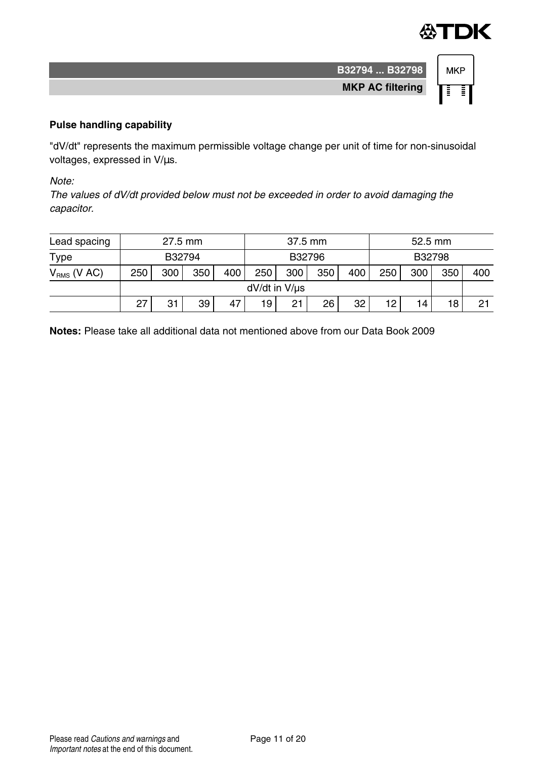## Pulse handling capability

"dV/dt" represents the maximum permissible voltage change per unit of time for non-sinusoidal voltages, expressed in V/µs.

*Note:*
*The values of dV/dt provided below must not be exceeded in order to avoid damaging the capacitor.*

| Lead spacing | 27.5 mm | | | | 37.5 mm | | | | 52.5 mm | | | |
|---|---|---|---|---|---|---|---|---|---|---|---|---|
| Type | B32794 | | | | B32796 | | | | B32798 | | | |
| $V_{RMS}$ (V AC) | 250 | 300 | 350 | 400 | 250 | 300 | 350 | 400 | 250 | 300 | 350 | 400 |
| | dV/dt in V/µs | | | | | | | | | | | |
| | 27 | 31 | 39 | 47 | 19 | 21 | 26 | 32 | 12 | 14 | 18 | 21 |

**Notes:** Please take all additional data not mentioned above from our Data Book 2009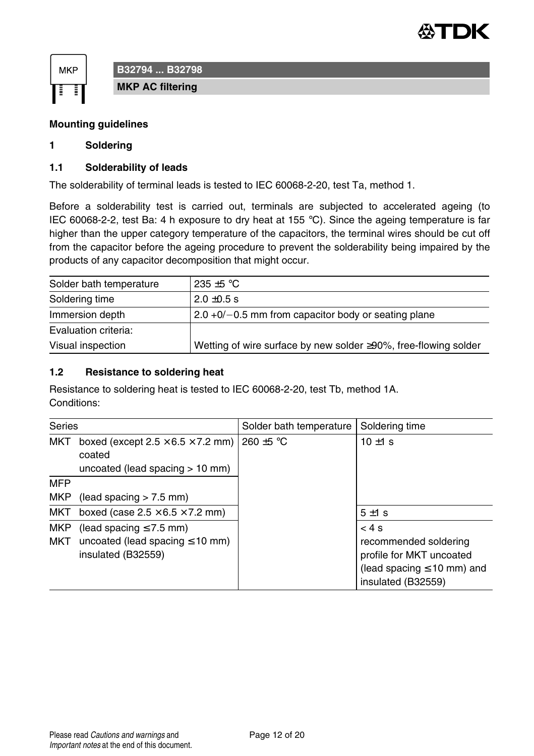**B32794 ... B32798**

**MKP AC filtering**

**Mounting guidelines**

## 1 Soldering

### 1.1 Solderability of leads

The solderability of terminal leads is tested to IEC 60068-2-20, test Ta, method 1.

Before a solderability test is carried out, terminals are subjected to accelerated ageing (to IEC 60068-2-2, test Ba: 4 h exposure to dry heat at 155 °C). Since the ageing temperature is far higher than the upper category temperature of the capacitors, the terminal wires should be cut off from the capacitor before the ageing procedure to prevent the solderability being impaired by the products of any capacitor decomposition that might occur.

| | |
|---|---|
| Solder bath temperature | 235 ±5 °C |
| Soldering time | 2.0 ±0.5 s |
| Immersion depth | 2.0 +0/−0.5 mm from capacitor body or seating plane |
| Evaluation criteria: Visual inspection | Wetting of wire surface by new solder ≥90%, free-flowing solder |

### 1.2 Resistance to soldering heat

Resistance to soldering heat is tested to IEC 60068-2-20, test Tb, method 1A.
Conditions:

| Series | | Solder bath temperature | Soldering time |
|---|---|---|---|
| MKT | boxed (except 2.5 × 6.5 × 7.2 mm) coated uncoated (lead spacing > 10 mm) | 260 ±5 °C | 10 ±1 s |
| MFP MKP | (lead spacing > 7.5 mm) | | |
| MKT | boxed (case 2.5 × 6.5 × 7.2 mm) | | 5 ±1 s |
| MKP MKT | (lead spacing ≤ 7.5 mm) uncoated (lead spacing ≤ 10 mm) insulated (B32559) | | < 4 s recommended soldering profile for MKT uncoated (lead spacing ≤ 10 mm) and insulated (B32559) |

Please read *Cautions and warnings* and *Important notes* at the end of this document.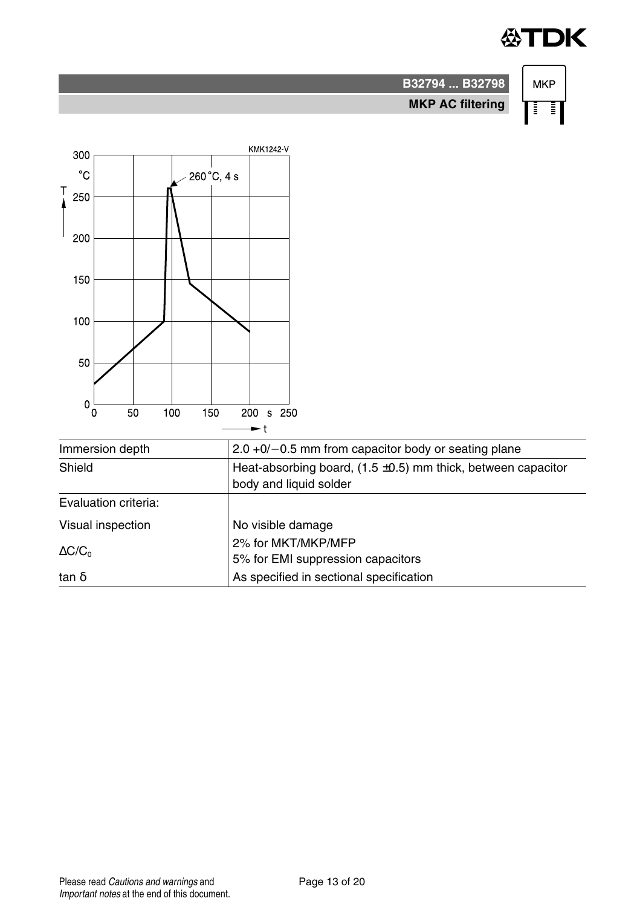| | |
|---|---|
| Immersion depth | 2.0 +0/−0.5 mm from capacitor body or seating plane |
| Shield | Heat-absorbing board, (1.5 ±0.5) mm thick, between capacitor body and liquid solder |
| Evaluation criteria: | |
| Visual inspection | No visible damage |
| $\Delta C/C_0$ | 2% for MKT/MKP/MFP<br>5% for EMI suppression capacitors |
| tan δ | As specified in sectional specification |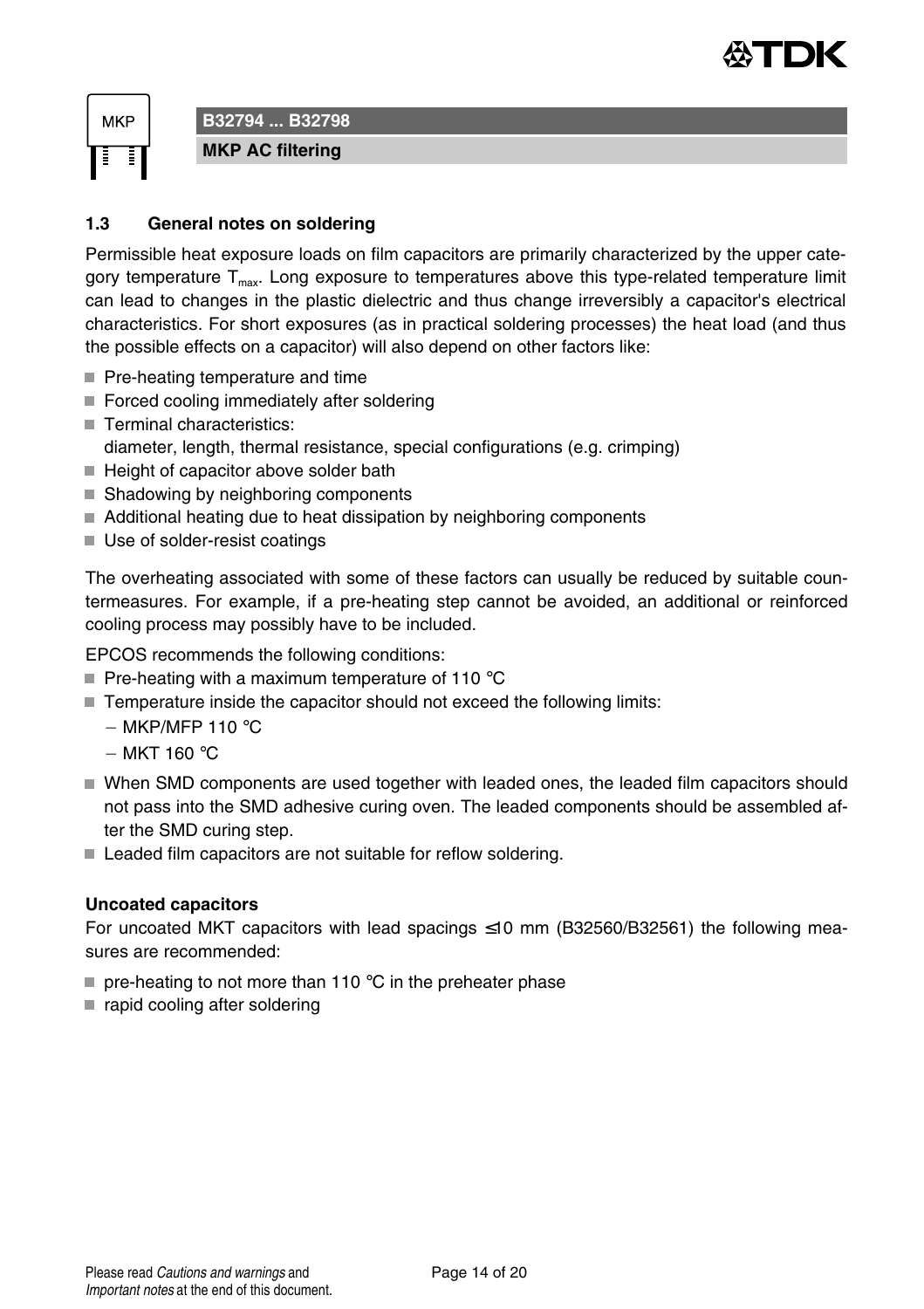## 1.3 General notes on soldering

Permissible heat exposure loads on film capacitors are primarily characterized by the upper category temperature $T_{max}$. Long exposure to temperatures above this type-related temperature limit can lead to changes in the plastic dielectric and thus change irreversibly a capacitor's electrical characteristics. For short exposures (as in practical soldering processes) the heat load (and thus the possible effects on a capacitor) will also depend on other factors like:

- Pre-heating temperature and time
- Forced cooling immediately after soldering
- Terminal characteristics:
  diameter, length, thermal resistance, special configurations (e.g. crimping)
- Height of capacitor above solder bath
- Shadowing by neighboring components
- Additional heating due to heat dissipation by neighboring components
- Use of solder-resist coatings

The overheating associated with some of these factors can usually be reduced by suitable countermeasures. For example, if a pre-heating step cannot be avoided, an additional or reinforced cooling process may possibly have to be included.

EPCOS recommends the following conditions:

- Pre-heating with a maximum temperature of 110 °C
- Temperature inside the capacitor should not exceed the following limits:
  - MKP/MFP 110 °C
  - MKT 160 °C
- When SMD components are used together with leaded ones, the leaded film capacitors should not pass into the SMD adhesive curing oven. The leaded components should be assembled after the SMD curing step.
- Leaded film capacitors are not suitable for reflow soldering.

**Uncoated capacitors**

For uncoated MKT capacitors with lead spacings ≤10 mm (B32560/B32561) the following measures are recommended:

- pre-heating to not more than 110 °C in the preheater phase
- rapid cooling after soldering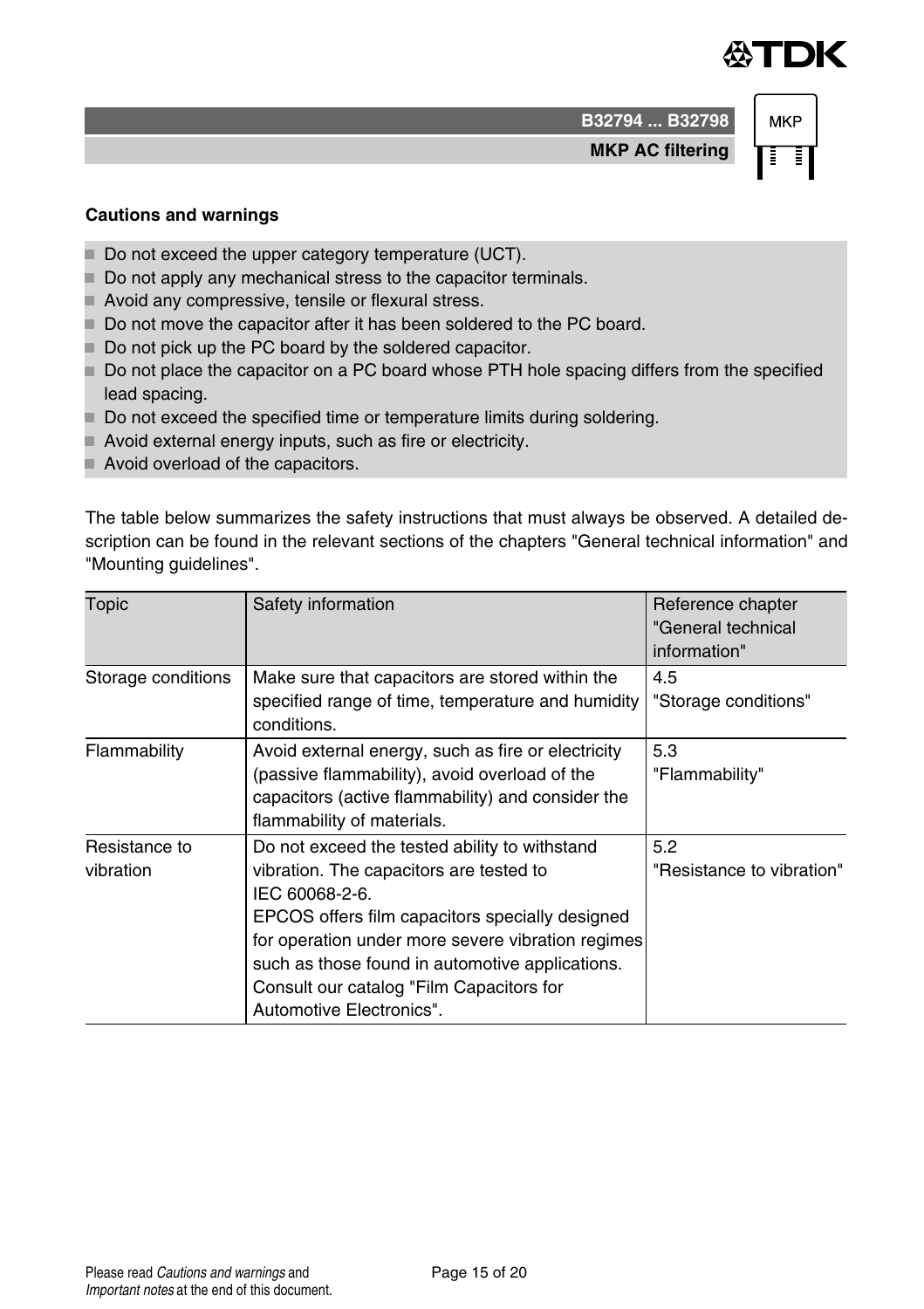## Cautions and warnings

- Do not exceed the upper category temperature (UCT).
- Do not apply any mechanical stress to the capacitor terminals.
- Avoid any compressive, tensile or flexural stress.
- Do not move the capacitor after it has been soldered to the PC board.
- Do not pick up the PC board by the soldered capacitor.
- Do not place the capacitor on a PC board whose PTH hole spacing differs from the specified lead spacing.
- Do not exceed the specified time or temperature limits during soldering.
- Avoid external energy inputs, such as fire or electricity.
- Avoid overload of the capacitors.

The table below summarizes the safety instructions that must always be observed. A detailed description can be found in the relevant sections of the chapters "General technical information" and "Mounting guidelines".

| Topic | Safety information | Reference chapter "General technical information" |
|---|---|---|
| Storage conditions | Make sure that capacitors are stored within the specified range of time, temperature and humidity conditions. | 4.5 "Storage conditions" |
| Flammability | Avoid external energy, such as fire or electricity (passive flammability), avoid overload of the capacitors (active flammability) and consider the flammability of materials. | 5.3 "Flammability" |
| Resistance to vibration | Do not exceed the tested ability to withstand vibration. The capacitors are tested to IEC 60068-2-6. EPCOS offers film capacitors specially designed for operation under more severe vibration regimes such as those found in automotive applications. Consult our catalog "Film Capacitors for Automotive Electronics". | 5.2 "Resistance to vibration" |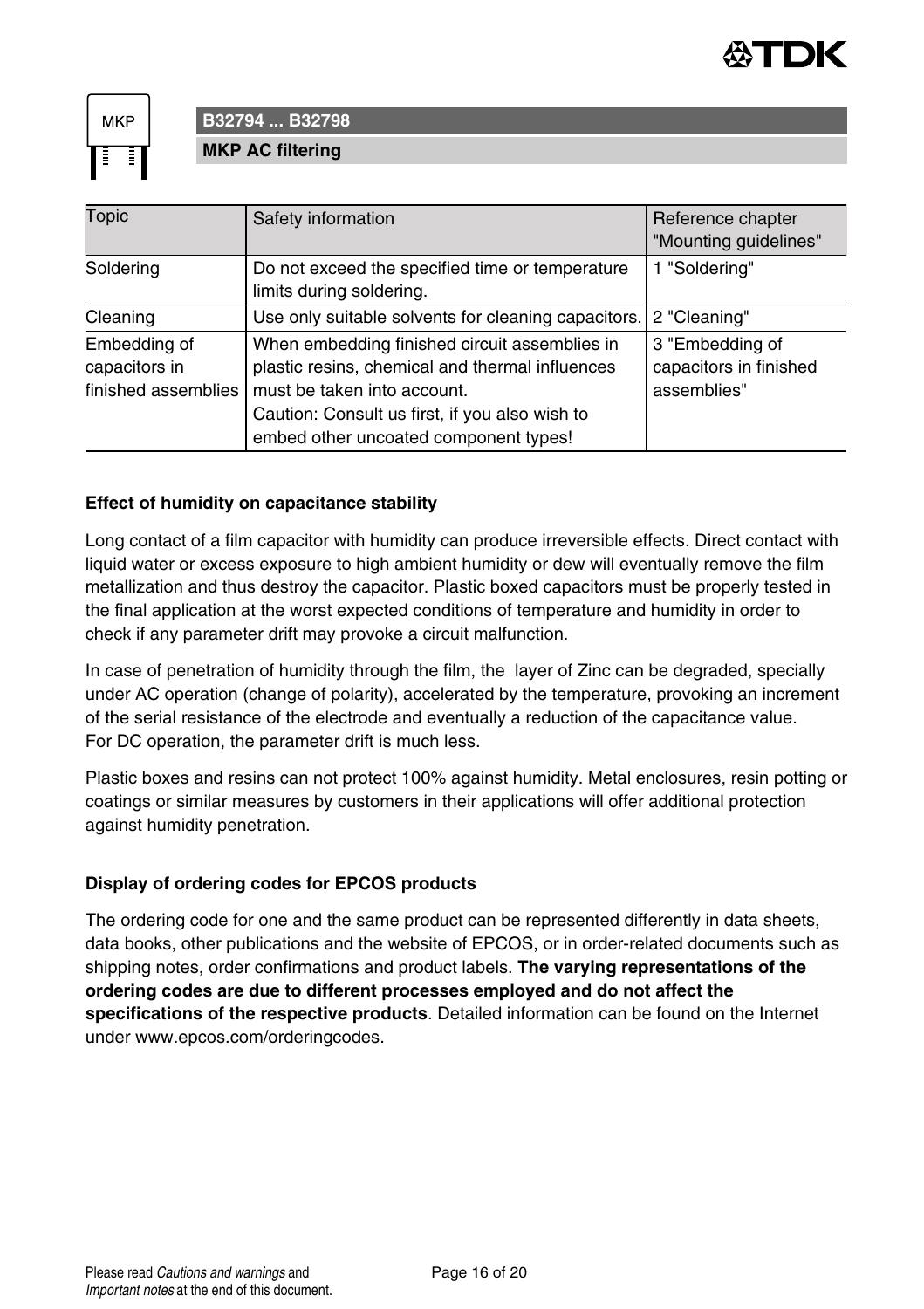| Topic | Safety information | Reference chapter "Mounting guidelines" |
| --- | --- | --- |
| Soldering | Do not exceed the specified time or temperature limits during soldering. | 1 "Soldering" |
| Cleaning | Use only suitable solvents for cleaning capacitors. | 2 "Cleaning" |
| Embedding of capacitors in finished assemblies | When embedding finished circuit assemblies in plastic resins, chemical and thermal influences must be taken into account.<br>Caution: Consult us first, if you also wish to embed other uncoated component types! | 3 "Embedding of capacitors in finished assemblies" |

**Effect of humidity on capacitance stability**

Long contact of a film capacitor with humidity can produce irreversible effects. Direct contact with liquid water or excess exposure to high ambient humidity or dew will eventually remove the film metallization and thus destroy the capacitor. Plastic boxed capacitors must be properly tested in the final application at the worst expected conditions of temperature and humidity in order to check if any parameter drift may provoke a circuit malfunction.

In case of penetration of humidity through the film, the layer of Zinc can be degraded, specially under AC operation (change of polarity), accelerated by the temperature, provoking an increment of the serial resistance of the electrode and eventually a reduction of the capacitance value.
For DC operation, the parameter drift is much less.

Plastic boxes and resins can not protect 100% against humidity. Metal enclosures, resin potting or coatings or similar measures by customers in their applications will offer additional protection against humidity penetration.

**Display of ordering codes for EPCOS products**

The ordering code for one and the same product can be represented differently in data sheets, data books, other publications and the website of EPCOS, or in order-related documents such as shipping notes, order confirmations and product labels. **The varying representations of the ordering codes are due to different processes employed and do not affect the specifications of the respective products**. Detailed information can be found on the Internet under www.epcos.com/orderingcodes.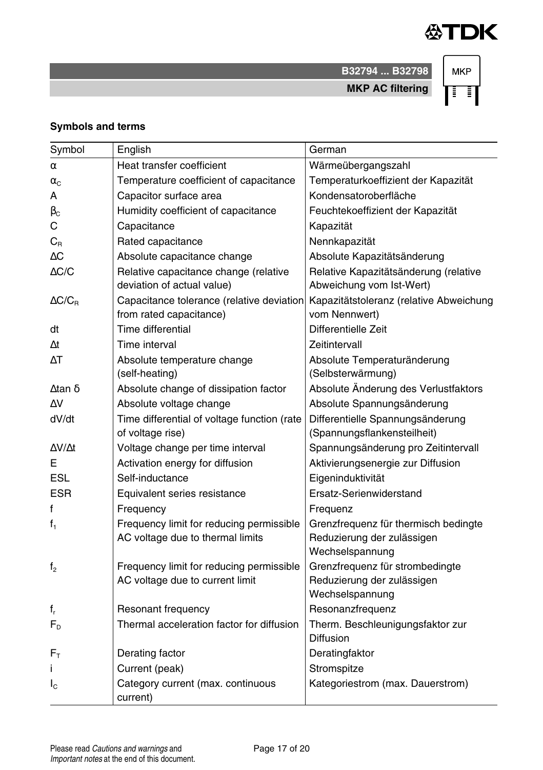## Symbols and terms

| Symbol | English | German |
|---|---|---|
| $\alpha$ | Heat transfer coefficient | Wärmeübergangszahl |
| $\alpha_C$ | Temperature coefficient of capacitance | Temperaturkoeffizient der Kapazität |
| A | Capacitor surface area | Kondensatoroberfläche |
| $\beta_C$ | Humidity coefficient of capacitance | Feuchtekoeffizient der Kapazität |
| C | Capacitance | Kapazität |
| $C_R$ | Rated capacitance | Nennkapazität |
| $\Delta C$ | Absolute capacitance change | Absolute Kapazitätsänderung |
| $\Delta C/C$ | Relative capacitance change (relative deviation of actual value) | Relative Kapazitätsänderung (relative Abweichung vom Ist-Wert) |
| $\Delta C/C_R$ | Capacitance tolerance (relative deviation from rated capacitance) | Kapazitätstoleranz (relative Abweichung vom Nennwert) |
| dt | Time differential | Differentielle Zeit |
| $\Delta t$ | Time interval | Zeitintervall |
| $\Delta T$ | Absolute temperature change (self-heating) | Absolute Temperaturänderung (Selbsterwärmung) |
| $\Delta \tan \delta$ | Absolute change of dissipation factor | Absolute Änderung des Verlustfaktors |
| $\Delta V$ | Absolute voltage change | Absolute Spannungsänderung |
| dV/dt | Time differential of voltage function (rate of voltage rise) | Differentielle Spannungsänderung (Spannungsflankensteilheit) |
| $\Delta V/\Delta t$ | Voltage change per time interval | Spannungsänderung pro Zeitintervall |
| E | Activation energy for diffusion | Aktivierungsenergie zur Diffusion |
| ESL | Self-inductance | Eigeninduktivität |
| ESR | Equivalent series resistance | Ersatz-Serienwiderstand |
| f | Frequency | Frequenz |
| $f_1$ | Frequency limit for reducing permissible AC voltage due to thermal limits | Grenzfrequenz für thermisch bedingte Reduzierung der zulässigen Wechselspannung |
| $f_2$ | Frequency limit for reducing permissible AC voltage due to current limit | Grenzfrequenz für strombedingte Reduzierung der zulässigen Wechselspannung |
| $f_r$ | Resonant frequency | Resonanzfrequenz |
| $F_D$ | Thermal acceleration factor for diffusion | Therm. Beschleunigungsfaktor zur Diffusion |
| $F_T$ | Derating factor | Deratingfaktor |
| i | Current (peak) | Stromspitze |
| $I_C$ | Category current (max. continuous current) | Kategoriestrom (max. Dauerstrom) |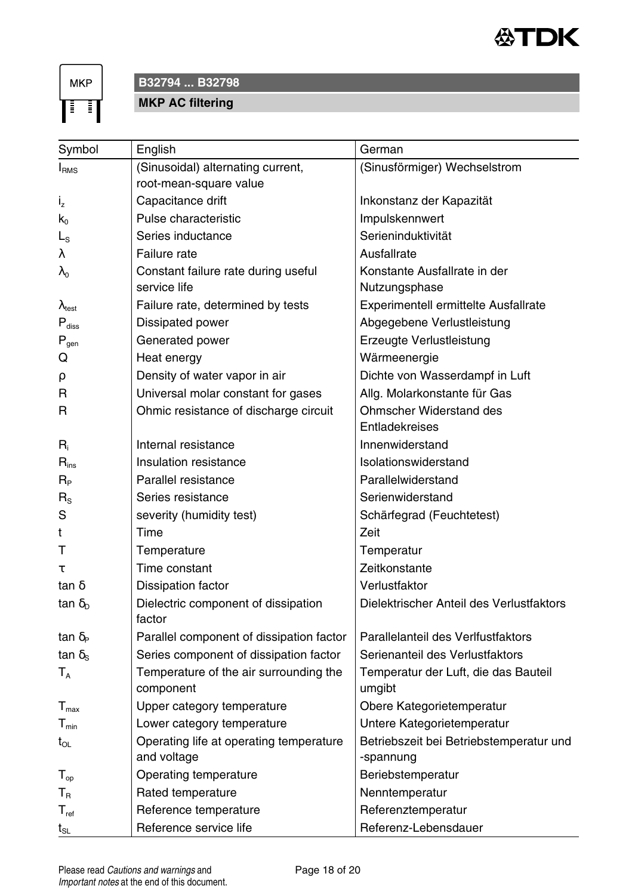## B32794 ... B32798

### MKP AC filtering

| Symbol | English | German |
|---|---|---|
| $I_{RMS}$ | (Sinusoidal) alternating current, root-mean-square value | (Sinusförmiger) Wechselstrom |
| $i_z$ | Capacitance drift | Inkonstanz der Kapazität |
| $k_0$ | Pulse characteristic | Impulskennwert |
| $L_S$ | Series inductance | Serieninduktivität |
| $\lambda$ | Failure rate | Ausfallrate |
| $\lambda_0$ | Constant failure rate during useful service life | Konstante Ausfallrate in der Nutzungsphase |
| $\lambda_{test}$ | Failure rate, determined by tests | Experimentell ermittelte Ausfallrate |
| $P_{diss}$ | Dissipated power | Abgegebene Verlustleistung |
| $P_{gen}$ | Generated power | Erzeugte Verlustleistung |
| Q | Heat energy | Wärmeenergie |
| $\rho$ | Density of water vapor in air | Dichte von Wasserdampf in Luft |
| R | Universal molar constant for gases | Allg. Molarkonstante für Gas |
| R | Ohmic resistance of discharge circuit | Ohmscher Widerstand des Entladekreises |
| $R_i$ | Internal resistance | Innenwiderstand |
| $R_{ins}$ | Insulation resistance | Isolationswiderstand |
| $R_P$ | Parallel resistance | Parallelwiderstand |
| $R_S$ | Series resistance | Serienwiderstand |
| S | severity (humidity test) | Schärfegrad (Feuchtetest) |
| t | Time | Zeit |
| T | Temperature | Temperatur |
| $\tau$ | Time constant | Zeitkonstante |
| $\tan \delta$ | Dissipation factor | Verlustfaktor |
| $\tan \delta_D$ | Dielectric component of dissipation factor | Dielektrischer Anteil des Verlustfaktors |
| $\tan \delta_P$ | Parallel component of dissipation factor | Parallelanteil des Verlfustfaktors |
| $\tan \delta_S$ | Series component of dissipation factor | Serienanteil des Verlustfaktors |
| $T_A$ | Temperature of the air surrounding the component | Temperatur der Luft, die das Bauteil umgibt |
| $T_{max}$ | Upper category temperature | Obere Kategorietemperatur |
| $T_{min}$ | Lower category temperature | Untere Kategorietemperatur |
| $t_{OL}$ | Operating life at operating temperature and voltage | Betriebszeit bei Betriebstemperatur und -spannung |
| $T_{op}$ | Operating temperature | Beriebstemperatur |
| $T_R$ | Rated temperature | Nenntemperatur |
| $T_{ref}$ | Reference temperature | Referenztemperatur |
| $t_{SL}$ | Reference service life | Referenz-Lebensdauer |

Please read *Cautions and warnings* and *Important notes* at the end of this document.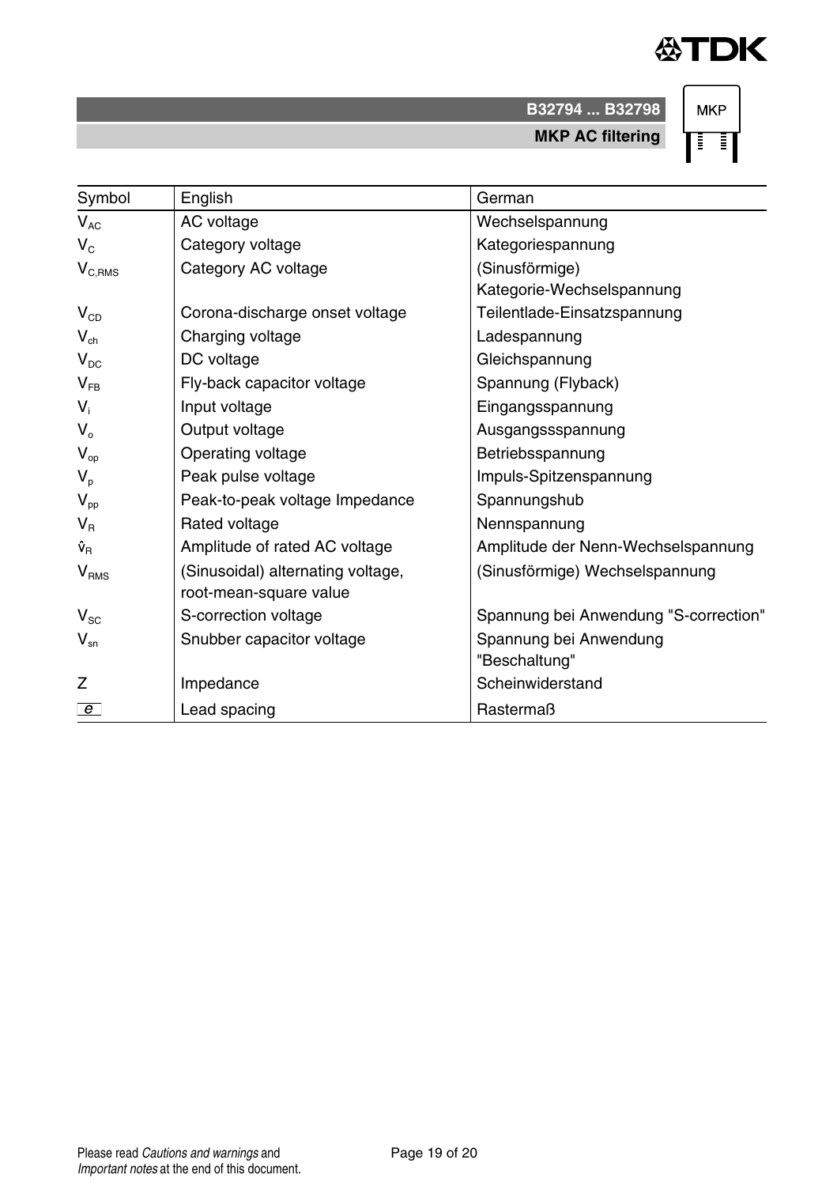| Symbol | English | German |
|---|---|---|
| $V_{AC}$ | AC voltage | Wechselspannung |
| $V_C$ | Category voltage | Kategoriespannung |
| $V_{C,RMS}$ | Category AC voltage | (Sinusförmige) Kategorie-Wechselspannung |
| $V_{CD}$ | Corona-discharge onset voltage | Teilentlade-Einsatzspannung |
| $V_{ch}$ | Charging voltage | Ladespannung |
| $V_{DC}$ | DC voltage | Gleichspannung |
| $V_{FB}$ | Fly-back capacitor voltage | Spannung (Flyback) |
| $V_i$ | Input voltage | Eingangsspannung |
| $V_o$ | Output voltage | Ausgangssspannung |
| $V_{op}$ | Operating voltage | Betriebsspannung |
| $V_p$ | Peak pulse voltage | Impuls-Spitzenspannung |
| $V_{pp}$ | Peak-to-peak voltage Impedance | Spannungshub |
| $V_R$ | Rated voltage | Nennspannung |
| $\hat{v}_R$ | Amplitude of rated AC voltage | Amplitude der Nenn-Wechselspannung |
| $V_{RMS}$ | (Sinusoidal) alternating voltage, root-mean-square value | (Sinusförmige) Wechselspannung |
| $V_{SC}$ | S-correction voltage | Spannung bei Anwendung "S-correction" |
| $V_{sn}$ | Snubber capacitor voltage | Spannung bei Anwendung "Beschaltung" |
| Z | Impedance | Scheinwiderstand |
| $e$ | Lead spacing | Rastermaß |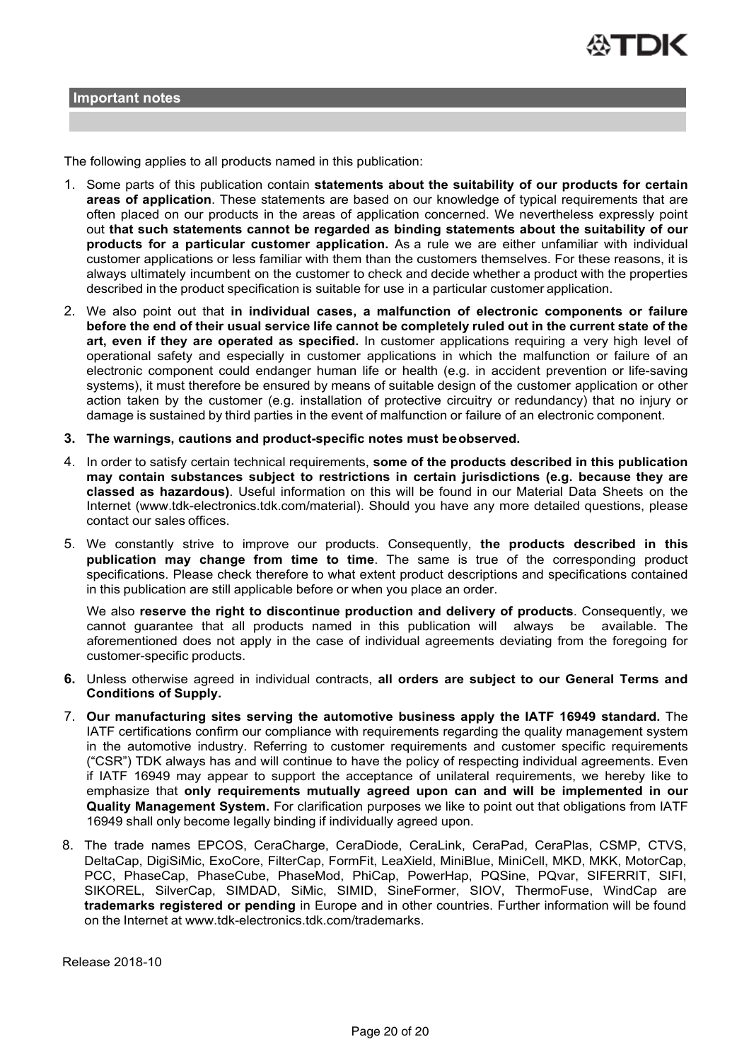## Important notes

The following applies to all products named in this publication:

1. Some parts of this publication contain **statements about the suitability of our products for certain areas of application**. These statements are based on our knowledge of typical requirements that are often placed on our products in the areas of application concerned. We nevertheless expressly point out **that such statements cannot be regarded as binding statements about the suitability of our products for a particular customer application.** As a rule we are either unfamiliar with individual customer applications or less familiar with them than the customers themselves. For these reasons, it is always ultimately incumbent on the customer to check and decide whether a product with the properties described in the product specification is suitable for use in a particular customer application.
2. We also point out that **in individual cases, a malfunction of electronic components or failure before the end of their usual service life cannot be completely ruled out in the current state of the art, even if they are operated as specified.** In customer applications requiring a very high level of operational safety and especially in customer applications in which the malfunction or failure of an electronic component could endanger human life or health (e.g. in accident prevention or life-saving systems), it must therefore be ensured by means of suitable design of the customer application or other action taken by the customer (e.g. installation of protective circuitry or redundancy) that no injury or damage is sustained by third parties in the event of malfunction or failure of an electronic component.
3. **The warnings, cautions and product-specific notes must be observed.**
4. In order to satisfy certain technical requirements, **some of the products described in this publication may contain substances subject to restrictions in certain jurisdictions (e.g. because they are classed as hazardous)**. Useful information on this will be found in our Material Data Sheets on the Internet (www.tdk-electronics.tdk.com/material). Should you have any more detailed questions, please contact our sales offices.
5. We constantly strive to improve our products. Consequently, **the products described in this publication may change from time to time**. The same is true of the corresponding product specifications. Please check therefore to what extent product descriptions and specifications contained in this publication are still applicable before or when you place an order.

   We also **reserve the right to discontinue production and delivery of products**. Consequently, we cannot guarantee that all products named in this publication will always be available. The aforementioned does not apply in the case of individual agreements deviating from the foregoing for customer-specific products.
6. Unless otherwise agreed in individual contracts, **all orders are subject to our General Terms and Conditions of Supply.**
7. **Our manufacturing sites serving the automotive business apply the IATF 16949 standard.** The IATF certifications confirm our compliance with requirements regarding the quality management system in the automotive industry. Referring to customer requirements and customer specific requirements ("CSR") TDK always has and will continue to have the policy of respecting individual agreements. Even if IATF 16949 may appear to support the acceptance of unilateral requirements, we hereby like to emphasize that **only requirements mutually agreed upon can and will be implemented in our Quality Management System.** For clarification purposes we like to point out that obligations from IATF 16949 shall only become legally binding if individually agreed upon.
8. The trade names EPCOS, CeraCharge, CeraDiode, CeraLink, CeraPad, CeraPlas, CSMP, CTVS, DeltaCap, DigiSiMic, ExoCore, FilterCap, FormFit, LeaXield, MiniBlue, MiniCell, MKD, MKK, MotorCap, PCC, PhaseCap, PhaseCube, PhaseMod, PhiCap, PowerHap, PQSine, PQvar, SIFERRIT, SIFI, SIKOREL, SilverCap, SIMDAD, SiMic, SIMID, SineFormer, SIOV, ThermoFuse, WindCap are **trademarks registered or pending** in Europe and in other countries. Further information will be found on the Internet at www.tdk-electronics.tdk.com/trademarks.

Release 2018-10